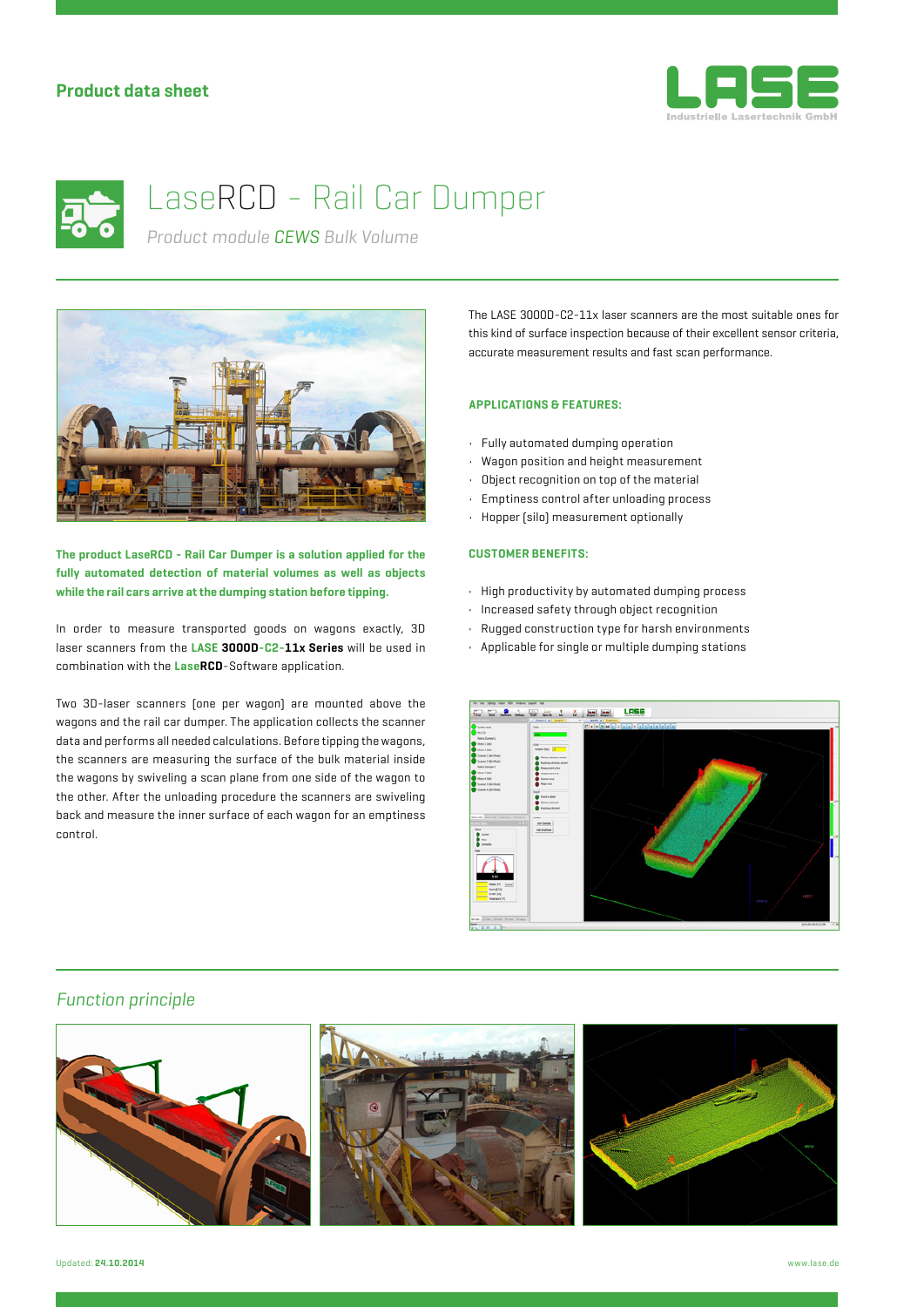**Product data sheet**

LASE
Industrielle Lasertechnik GmbH

# LaseRCD – Rail Car Dumper

*Product module CEWS Bulk Volume*

**The product LaseRCD - Rail Car Dumper is a solution applied for the fully automated detection of material volumes as well as objects while the rail cars arrive at the dumping station before tipping.**

In order to measure transported goods on wagons exactly, 3D laser scanners from the LASE **3000D-C2-11x Series** will be used in combination with the Lase**RCD**-Software application.

Two 3D-laser scanners (one per wagon) are mounted above the wagons and the rail car dumper. The application collects the scanner data and performs all needed calculations. Before tipping the wagons, the scanners are measuring the surface of the bulk material inside the wagons by swiveling a scan plane from one side of the wagon to the other. After the unloading procedure the scanners are swiveling back and measure the inner surface of each wagon for an emptiness control.

The LASE 3000D-C2-11x laser scanners are the most suitable ones for this kind of surface inspection because of their excellent sensor criteria, accurate measurement results and fast scan performance.

### APPLICATIONS & FEATURES:

- Fully automated dumping operation
- Wagon position and height measurement
- Object recognition on top of the material
- Emptiness control after unloading process
- Hopper (silo) measurement optionally

### CUSTOMER BENEFITS:

- High productivity by automated dumping process
- Increased safety through object recognition
- Rugged construction type for harsh environments
- Applicable for single or multiple dumping stations

## *Function principle*

Updated: **24.10.2014**

www.lase.de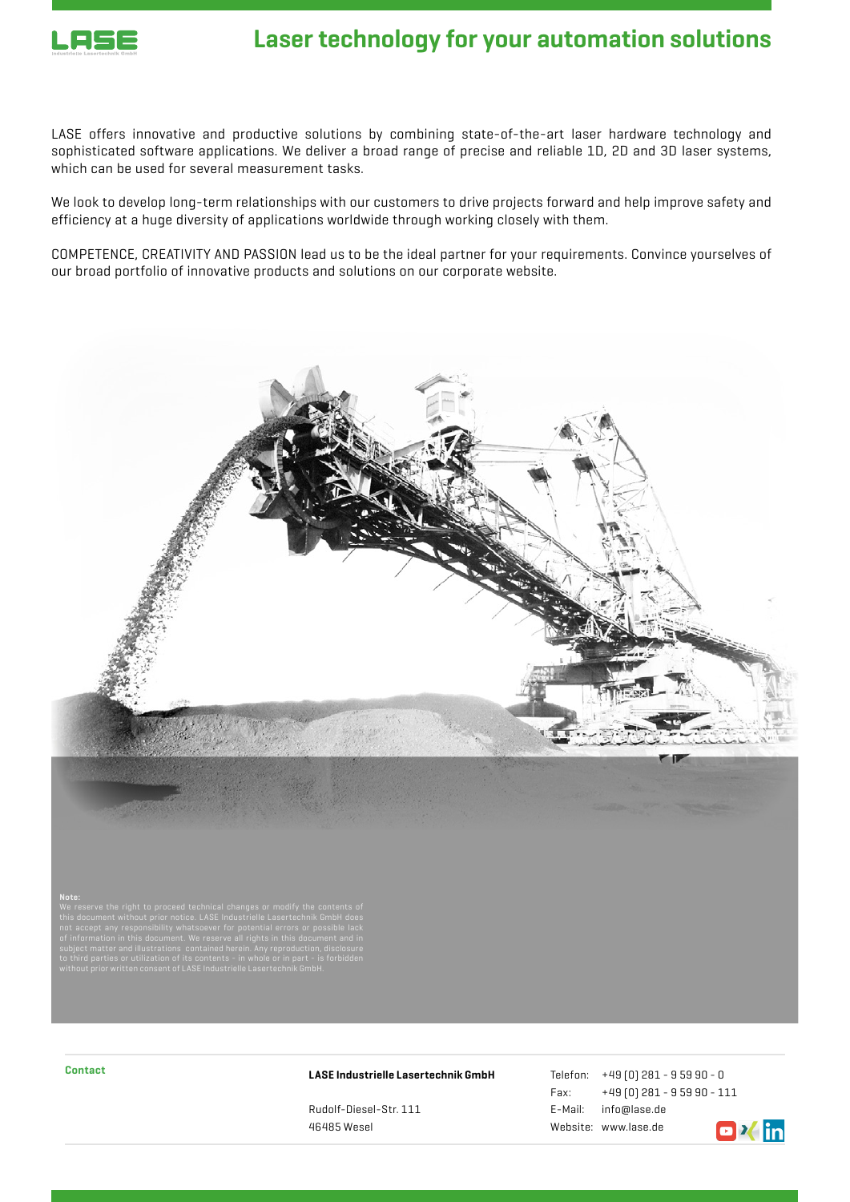# Laser technology for your automation solutions

LASE offers innovative and productive solutions by combining state-of-the-art laser hardware technology and sophisticated software applications. We deliver a broad range of precise and reliable 1D, 2D and 3D laser systems, which can be used for several measurement tasks.

We look to develop long-term relationships with our customers to drive projects forward and help improve safety and efficiency at a huge diversity of applications worldwide through working closely with them.

COMPETENCE, CREATIVITY AND PASSION lead us to be the ideal partner for your requirements. Convince yourselves of our broad portfolio of innovative products and solutions on our corporate website.

**Note:**
We reserve the right to proceed technical changes or modify the contents of this document without prior notice. LASE Industrielle Lasertechnik GmbH does not accept any responsibility whatsoever for potential errors or possible lack of information in this document. We reserve all rights in this document and in subject matter and illustrations contained herein. Any reproduction, disclosure to third parties or utilization of its contents – in whole or in part – is forbidden without prior written consent of LASE Industrielle Lasertechnik GmbH.

**Contact**

**LASE Industrielle Lasertechnik GmbH**

Rudolf-Diesel-Str. 111
46485 Wesel

Telefon: +49 (0) 281 - 9 59 90 - 0
Fax: +49 (0) 281 - 9 59 90 - 111
E-Mail: info@lase.de
Website: www.lase.de